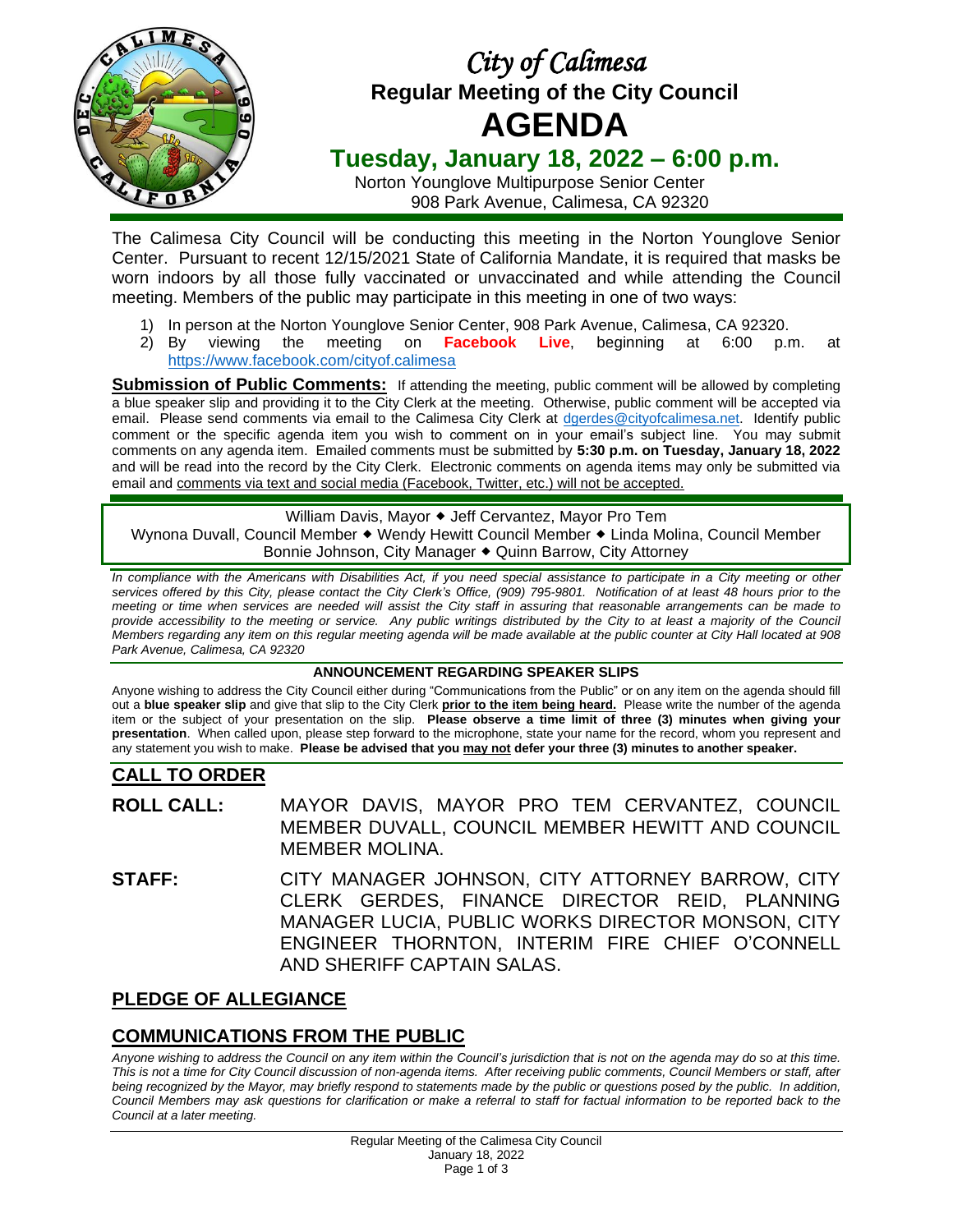# *City of Calimesa*

## Regular Meeting of the City Council

# AGENDA

## Tuesday, January 18, 2022 – 6:00 p.m.

Norton Younglove Multipurpose Senior Center
908 Park Avenue, Calimesa, CA 92320

The Calimesa City Council will be conducting this meeting in the Norton Younglove Senior Center. Pursuant to recent 12/15/2021 State of California Mandate, it is required that masks be worn indoors by all those fully vaccinated or unvaccinated and while attending the Council meeting. Members of the public may participate in this meeting in one of two ways:

1) In person at the Norton Younglove Senior Center, 908 Park Avenue, Calimesa, CA 92320.
2) By viewing the meeting on **Facebook Live**, beginning at 6:00 p.m. at https://www.facebook.com/cityof.calimesa

**Submission of Public Comments:** If attending the meeting, public comment will be allowed by completing a blue speaker slip and providing it to the City Clerk at the meeting. Otherwise, public comment will be accepted via email. Please send comments via email to the Calimesa City Clerk at dgerdes@cityofcalimesa.net. Identify public comment or the specific agenda item you wish to comment on in your email's subject line. You may submit comments on any agenda item. Emailed comments must be submitted by **5:30 p.m. on Tuesday, January 18, 2022** and will be read into the record by the City Clerk. Electronic comments on agenda items may only be submitted via email and comments via text and social media (Facebook, Twitter, etc.) will not be accepted.

William Davis, Mayor ◆ Jeff Cervantez, Mayor Pro Tem
Wynona Duvall, Council Member ◆ Wendy Hewitt Council Member ◆ Linda Molina, Council Member
Bonnie Johnson, City Manager ◆ Quinn Barrow, City Attorney

*In compliance with the Americans with Disabilities Act, if you need special assistance to participate in a City meeting or other services offered by this City, please contact the City Clerk's Office, (909) 795-9801. Notification of at least 48 hours prior to the meeting or time when services are needed will assist the City staff in assuring that reasonable arrangements can be made to provide accessibility to the meeting or service. Any public writings distributed by the City to at least a majority of the Council Members regarding any item on this regular meeting agenda will be made available at the public counter at City Hall located at 908 Park Avenue, Calimesa, CA 92320*

**ANNOUNCEMENT REGARDING SPEAKER SLIPS**

Anyone wishing to address the City Council either during "Communications from the Public" or on any item on the agenda should fill out a **blue speaker slip** and give that slip to the City Clerk **prior to the item being heard.** Please write the number of the agenda item or the subject of your presentation on the slip. **Please observe a time limit of three (3) minutes when giving your presentation**. When called upon, please step forward to the microphone, state your name for the record, whom you represent and any statement you wish to make. **Please be advised that you may not defer your three (3) minutes to another speaker.**

## CALL TO ORDER

**ROLL CALL:** MAYOR DAVIS, MAYOR PRO TEM CERVANTEZ, COUNCIL MEMBER DUVALL, COUNCIL MEMBER HEWITT AND COUNCIL MEMBER MOLINA.

**STAFF:** CITY MANAGER JOHNSON, CITY ATTORNEY BARROW, CITY CLERK GERDES, FINANCE DIRECTOR REID, PLANNING MANAGER LUCIA, PUBLIC WORKS DIRECTOR MONSON, CITY ENGINEER THORNTON, INTERIM FIRE CHIEF O'CONNELL AND SHERIFF CAPTAIN SALAS.

## PLEDGE OF ALLEGIANCE

## COMMUNICATIONS FROM THE PUBLIC

*Anyone wishing to address the Council on any item within the Council's jurisdiction that is not on the agenda may do so at this time. This is not a time for City Council discussion of non-agenda items. After receiving public comments, Council Members or staff, after being recognized by the Mayor, may briefly respond to statements made by the public or questions posed by the public. In addition, Council Members may ask questions for clarification or make a referral to staff for factual information to be reported back to the Council at a later meeting.*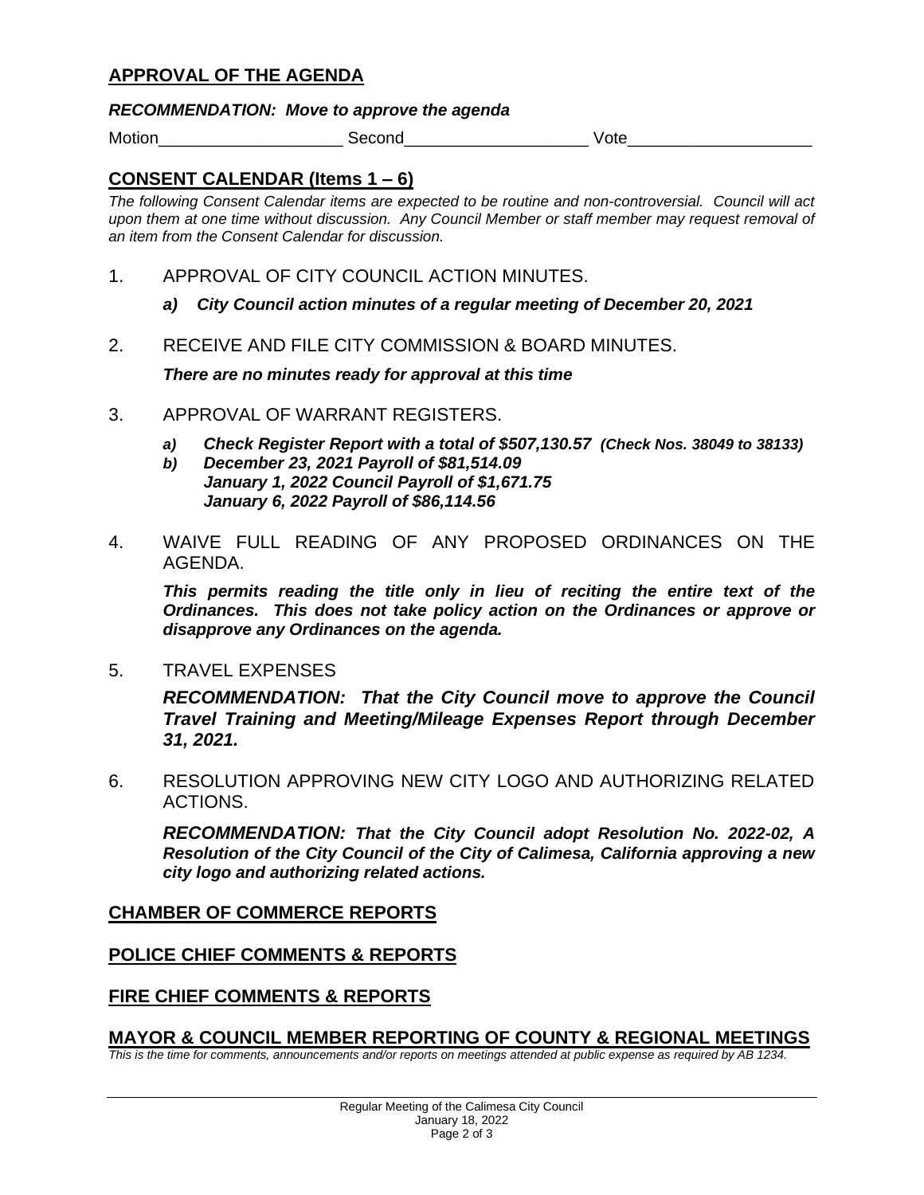## APPROVAL OF THE AGENDA

***RECOMMENDATION: Move to approve the agenda***

Motion____________________ Second____________________ Vote____________________

## CONSENT CALENDAR (Items 1 – 6)

*The following Consent Calendar items are expected to be routine and non-controversial. Council will act upon them at one time without discussion. Any Council Member or staff member may request removal of an item from the Consent Calendar for discussion.*

1. APPROVAL OF CITY COUNCIL ACTION MINUTES.

   ***a) City Council action minutes of a regular meeting of December 20, 2021***

2. RECEIVE AND FILE CITY COMMISSION & BOARD MINUTES.

   ***There are no minutes ready for approval at this time***

3. APPROVAL OF WARRANT REGISTERS.

   ***a) Check Register Report with a total of $507,130.57 (Check Nos. 38049 to 38133)***
   ***b) December 23, 2021 Payroll of $81,514.09***
   ***January 1, 2022 Council Payroll of $1,671.75***
   ***January 6, 2022 Payroll of $86,114.56***

4. WAIVE FULL READING OF ANY PROPOSED ORDINANCES ON THE AGENDA.

   ***This permits reading the title only in lieu of reciting the entire text of the Ordinances. This does not take policy action on the Ordinances or approve or disapprove any Ordinances on the agenda.***

5. TRAVEL EXPENSES

   ***RECOMMENDATION: That the City Council move to approve the Council Travel Training and Meeting/Mileage Expenses Report through December 31, 2021.***

6. RESOLUTION APPROVING NEW CITY LOGO AND AUTHORIZING RELATED ACTIONS.

   ***RECOMMENDATION: That the City Council adopt Resolution No. 2022-02, A Resolution of the City Council of the City of Calimesa, California approving a new city logo and authorizing related actions.***

## CHAMBER OF COMMERCE REPORTS

## POLICE CHIEF COMMENTS & REPORTS

## FIRE CHIEF COMMENTS & REPORTS

## MAYOR & COUNCIL MEMBER REPORTING OF COUNTY & REGIONAL MEETINGS

*This is the time for comments, announcements and/or reports on meetings attended at public expense as required by AB 1234.*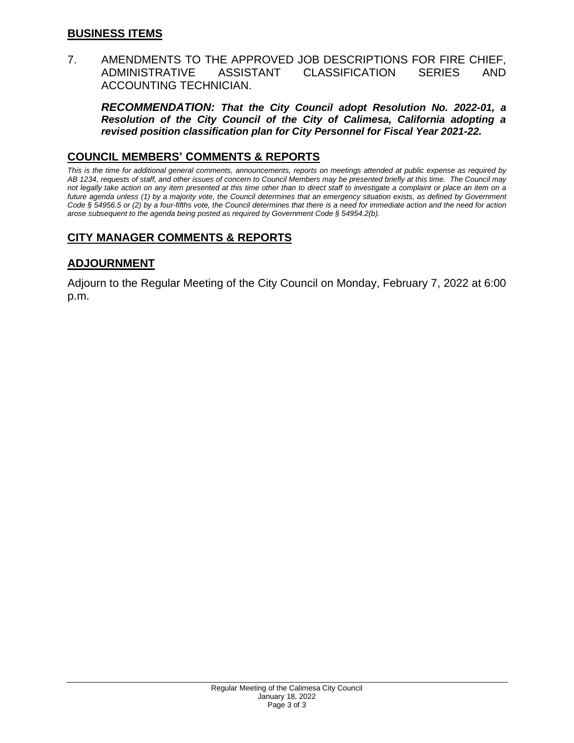## BUSINESS ITEMS

7. AMENDMENTS TO THE APPROVED JOB DESCRIPTIONS FOR FIRE CHIEF, ADMINISTRATIVE ASSISTANT CLASSIFICATION SERIES AND ACCOUNTING TECHNICIAN.

   ***RECOMMENDATION: That the City Council adopt Resolution No. 2022-01, a Resolution of the City Council of the City of Calimesa, California adopting a revised position classification plan for City Personnel for Fiscal Year 2021-22.***

## COUNCIL MEMBERS' COMMENTS & REPORTS

*This is the time for additional general comments, announcements, reports on meetings attended at public expense as required by AB 1234, requests of staff, and other issues of concern to Council Members may be presented briefly at this time. The Council may not legally take action on any item presented at this time other than to direct staff to investigate a complaint or place an item on a future agenda unless (1) by a majority vote, the Council determines that an emergency situation exists, as defined by Government Code § 54956.5 or (2) by a four-fifths vote, the Council determines that there is a need for immediate action and the need for action arose subsequent to the agenda being posted as required by Government Code § 54954.2(b).*

## CITY MANAGER COMMENTS & REPORTS

## ADJOURNMENT

Adjourn to the Regular Meeting of the City Council on Monday, February 7, 2022 at 6:00 p.m.